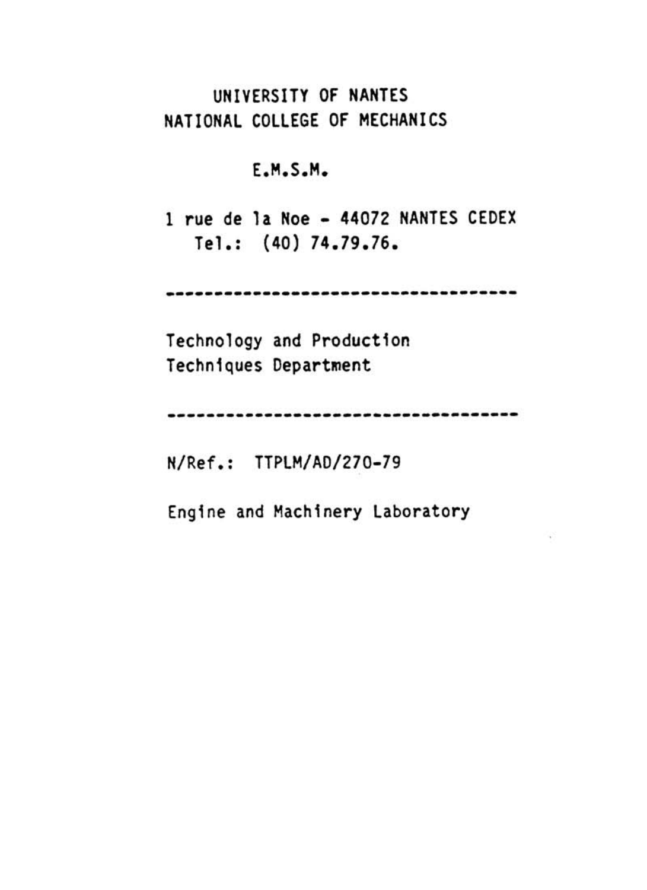UNIVERSITY OF NANTES
NATIONAL COLLEGE OF MECHANICS

E.M.S.M.

1 rue de la Noe - 44072 NANTES CEDEX
Tel.: (40) 74.79.76.

---

Technology and Production
Techniques Department

---

N/Ref.: TTPLM/AD/270-79

Engine and Machinery Laboratory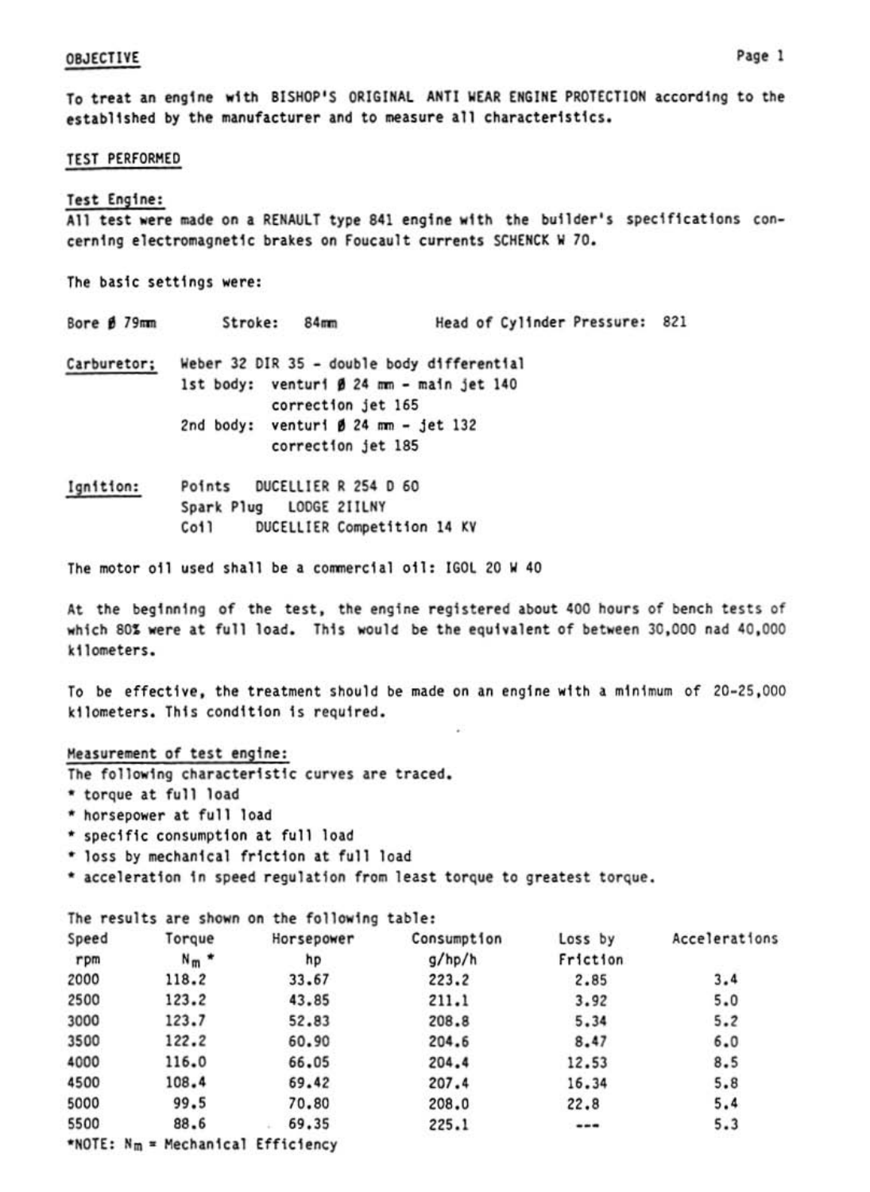## OBJECTIVE

To treat an engine with BISHOP'S ORIGINAL ANTI WEAR ENGINE PROTECTION according to the established by the manufacturer and to measure all characteristics.

## TEST PERFORMED

### Test Engine:

All test were made on a RENAULT type 841 engine with the builder's specifications concerning electromagnetic brakes on Foucault currents SCHENCK W 70.

The basic settings were:

Bore ø 79mm    Stroke: 84mm    Head of Cylinder Pressure: 821

**Carburetor;** Weber 32 DIR 35 - double body differential
1st body: venturi ø 24 mm - main jet 140
correction jet 165
2nd body: venturi ø 24 mm - jet 132
correction jet 185

**Ignition:** Points DUCELLIER R 254 D 60
Spark Plug LODGE 2IILNY
Coil DUCELLIER Competition 14 KV

The motor oil used shall be a commercial oil: IGOL 20 W 40

At the beginning of the test, the engine registered about 400 hours of bench tests of which 80% were at full load. This would be the equivalent of between 30,000 nad 40,000 kilometers.

To be effective, the treatment should be made on an engine with a minimum of 20-25,000 kilometers. This condition is required.

### Measurement of test engine:

The following characteristic curves are traced.

* torque at full load
* horsepower at full load
* specific consumption at full load
* loss by mechanical friction at full load
* acceleration in speed regulation from least torque to greatest torque.

The results are shown on the following table:

| Speed rpm | Torque $N_m$ * | Horsepower hp | Consumption g/hp/h | Loss by Friction | Accelerations |
|---|---|---|---|---|---|
| 2000 | 118.2 | 33.67 | 223.2 | 2.85 | 3.4 |
| 2500 | 123.2 | 43.85 | 211.1 | 3.92 | 5.0 |
| 3000 | 123.7 | 52.83 | 208.8 | 5.34 | 5.2 |
| 3500 | 122.2 | 60.90 | 204.6 | 8.47 | 6.0 |
| 4000 | 116.0 | 66.05 | 204.4 | 12.53 | 8.5 |
| 4500 | 108.4 | 69.42 | 207.4 | 16.34 | 5.8 |
| 5000 | 99.5 | 70.80 | 208.0 | 22.8 | 5.4 |
| 5500 | 88.6 | 69.35 | 225.1 | --- | 5.3 |

*NOTE: $N_m$ = Mechanical Efficiency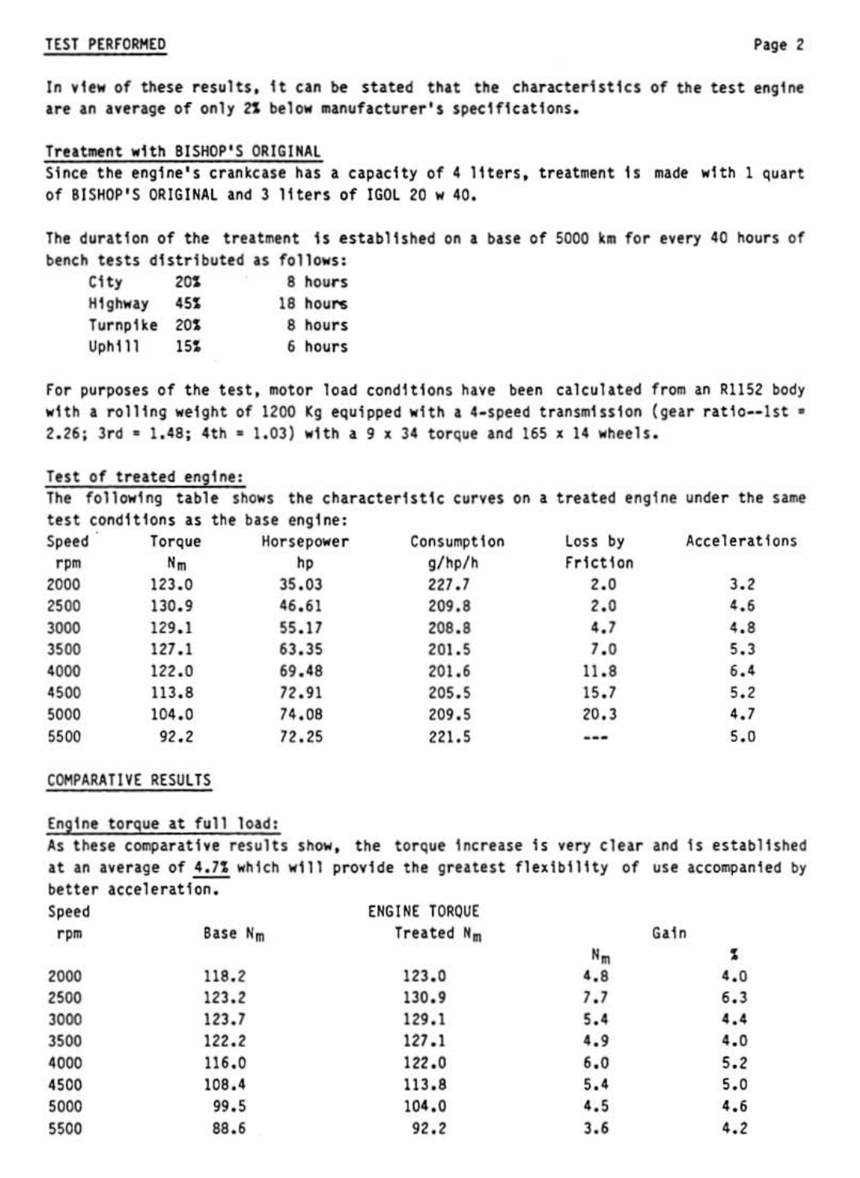## TEST PERFORMED

In view of these results, it can be stated that the characteristics of the test engine are an average of only 2% below manufacturer's specifications.

### Treatment with BISHOP'S ORIGINAL

Since the engine's crankcase has a capacity of 4 liters, treatment is made with 1 quart of BISHOP'S ORIGINAL and 3 liters of IGOL 20 w 40.

The duration of the treatment is established on a base of 5000 km for every 40 hours of bench tests distributed as follows:

| | | |
|---|---|---|
| City | 20% | 8 hours |
| Highway | 45% | 18 hours |
| Turnpike | 20% | 8 hours |
| Uphill | 15% | 6 hours |

For purposes of the test, motor load conditions have been calculated from an R1152 body with a rolling weight of 1200 Kg equipped with a 4-speed transmission (gear ratio--1st = 2.26; 3rd = 1.48; 4th = 1.03) with a 9 x 34 torque and 165 x 14 wheels.

### Test of treated engine:

The following table shows the characteristic curves on a treated engine under the same test conditions as the base engine:

| Speed rpm | Torque $N_m$ | Horsepower hp | Consumption g/hp/h | Loss by Friction | Accelerations |
|---|---|---|---|---|---|
| 2000 | 123.0 | 35.03 | 227.7 | 2.0 | 3.2 |
| 2500 | 130.9 | 46.61 | 209.8 | 2.0 | 4.6 |
| 3000 | 129.1 | 55.17 | 208.8 | 4.7 | 4.8 |
| 3500 | 127.1 | 63.35 | 201.5 | 7.0 | 5.3 |
| 4000 | 122.0 | 69.48 | 201.6 | 11.8 | 6.4 |
| 4500 | 113.8 | 72.91 | 205.5 | 15.7 | 5.2 |
| 5000 | 104.0 | 74.08 | 209.5 | 20.3 | 4.7 |
| 5500 | 92.2 | 72.25 | 221.5 | --- | 5.0 |

## COMPARATIVE RESULTS

### Engine torque at full load:

As these comparative results show, the torque increase is very clear and is established at an average of 4.7% which will provide the greatest flexibility of use accompanied by better acceleration.

| Speed | ENGINE TORQUE | | Gain | |
|---|---|---|---|---|
| rpm | Base $N_m$ | Treated $N_m$ | $N_m$ | % |
| 2000 | 118.2 | 123.0 | 4.8 | 4.0 |
| 2500 | 123.2 | 130.9 | 7.7 | 6.3 |
| 3000 | 123.7 | 129.1 | 5.4 | 4.4 |
| 3500 | 122.2 | 127.1 | 4.9 | 4.0 |
| 4000 | 116.0 | 122.0 | 6.0 | 5.2 |
| 4500 | 108.4 | 113.8 | 5.4 | 5.0 |
| 5000 | 99.5 | 104.0 | 4.5 | 4.6 |
| 5500 | 88.6 | 92.2 | 3.6 | 4.2 |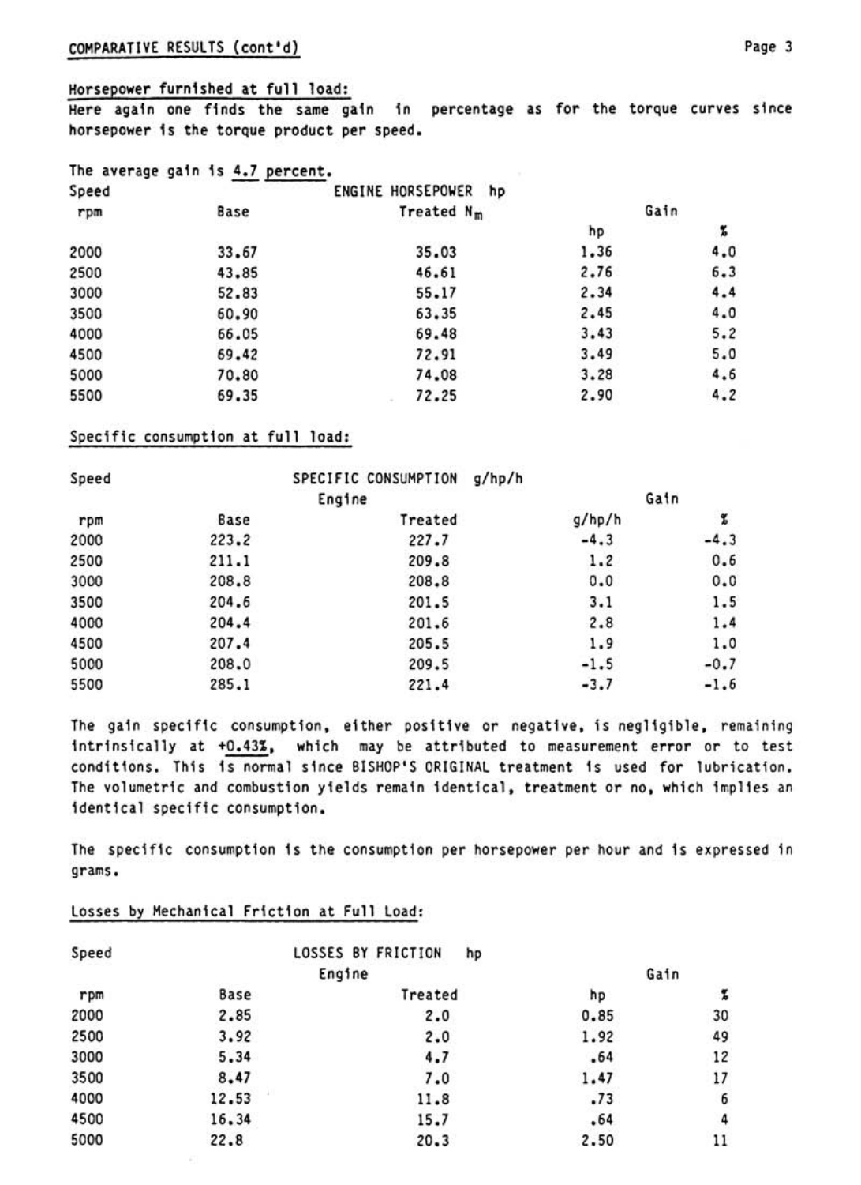COMPARATIVE RESULTS (cont'd)

## Horsepower furnished at full load:

Here again one finds the same gain in percentage as for the torque curves since horsepower is the torque product per speed.

The average gain is 4.7 percent.

| Speed | ENGINE HORSEPOWER hp | | | |
|---|---|---|---|---|
| rpm | Base | Treated $N_m$ | Gain hp | Gain % |
| 2000 | 33.67 | 35.03 | 1.36 | 4.0 |
| 2500 | 43.85 | 46.61 | 2.76 | 6.3 |
| 3000 | 52.83 | 55.17 | 2.34 | 4.4 |
| 3500 | 60.90 | 63.35 | 2.45 | 4.0 |
| 4000 | 66.05 | 69.48 | 3.43 | 5.2 |
| 4500 | 69.42 | 72.91 | 3.49 | 5.0 |
| 5000 | 70.80 | 74.08 | 3.28 | 4.6 |
| 5500 | 69.35 | 72.25 | 2.90 | 4.2 |

## Specific consumption at full load:

| Speed | SPECIFIC CONSUMPTION g/hp/h Engine | | | |
|---|---|---|---|---|
| rpm | Base | Treated | Gain g/hp/h | Gain % |
| 2000 | 223.2 | 227.7 | -4.3 | -4.3 |
| 2500 | 211.1 | 209.8 | 1.2 | 0.6 |
| 3000 | 208.8 | 208.8 | 0.0 | 0.0 |
| 3500 | 204.6 | 201.5 | 3.1 | 1.5 |
| 4000 | 204.4 | 201.6 | 2.8 | 1.4 |
| 4500 | 207.4 | 205.5 | 1.9 | 1.0 |
| 5000 | 208.0 | 209.5 | -1.5 | -0.7 |
| 5500 | 285.1 | 221.4 | -3.7 | -1.6 |

The gain specific consumption, either positive or negative, is negligible, remaining intrinsically at +0.43%, which may be attributed to measurement error or to test conditions. This is normal since BISHOP'S ORIGINAL treatment is used for lubrication. The volumetric and combustion yields remain identical, treatment or no, which implies an identical specific consumption.

The specific consumption is the consumption per horsepower per hour and is expressed in grams.

## Losses by Mechanical Friction at Full Load:

| Speed | LOSSES BY FRICTION hp Engine | | | |
|---|---|---|---|---|
| rpm | Base | Treated | Gain hp | Gain % |
| 2000 | 2.85 | 2.0 | 0.85 | 30 |
| 2500 | 3.92 | 2.0 | 1.92 | 49 |
| 3000 | 5.34 | 4.7 | .64 | 12 |
| 3500 | 8.47 | 7.0 | 1.47 | 17 |
| 4000 | 12.53 | 11.8 | .73 | 6 |
| 4500 | 16.34 | 15.7 | .64 | 4 |
| 5000 | 22.8 | 20.3 | 2.50 | 11 |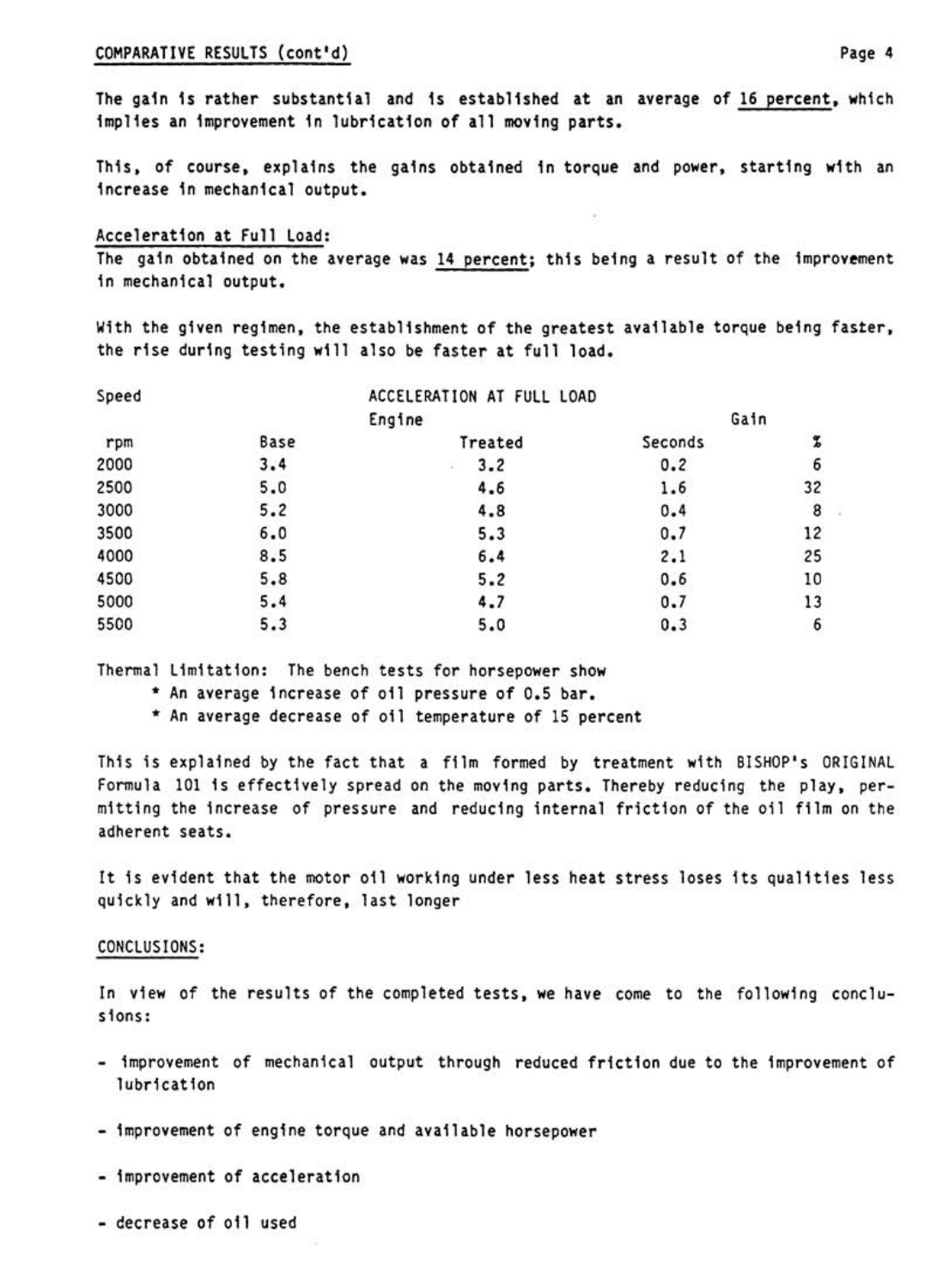COMPARATIVE RESULTS (cont'd)

The gain is rather substantial and is established at an average of 16 percent, which implies an improvement in lubrication of all moving parts.

This, of course, explains the gains obtained in torque and power, starting with an increase in mechanical output.

Acceleration at Full Load:
The gain obtained on the average was 14 percent; this being a result of the improvement in mechanical output.

With the given regimen, the establishment of the greatest available torque being faster, the rise during testing will also be faster at full load.

| Speed | ACCELERATION AT FULL LOAD | | | |
|---|---|---|---|---|
| | Engine | | Gain | |
| rpm | Base | Treated | Seconds | % |
| 2000 | 3.4 | 3.2 | 0.2 | 6 |
| 2500 | 5.0 | 4.6 | 1.6 | 32 |
| 3000 | 5.2 | 4.8 | 0.4 | 8 |
| 3500 | 6.0 | 5.3 | 0.7 | 12 |
| 4000 | 8.5 | 6.4 | 2.1 | 25 |
| 4500 | 5.8 | 5.2 | 0.6 | 10 |
| 5000 | 5.4 | 4.7 | 0.7 | 13 |
| 5500 | 5.3 | 5.0 | 0.3 | 6 |

Thermal Limitation: The bench tests for horsepower show

* An average increase of oil pressure of 0.5 bar.
* An average decrease of oil temperature of 15 percent

This is explained by the fact that a film formed by treatment with BISHOP's ORIGINAL Formula 101 is effectively spread on the moving parts. Thereby reducing the play, permitting the increase of pressure and reducing internal friction of the oil film on the adherent seats.

It is evident that the motor oil working under less heat stress loses its qualities less quickly and will, therefore, last longer

CONCLUSIONS:

In view of the results of the completed tests, we have come to the following conclusions:

- improvement of mechanical output through reduced friction due to the improvement of lubrication
- improvement of engine torque and available horsepower
- improvement of acceleration
- decrease of oil used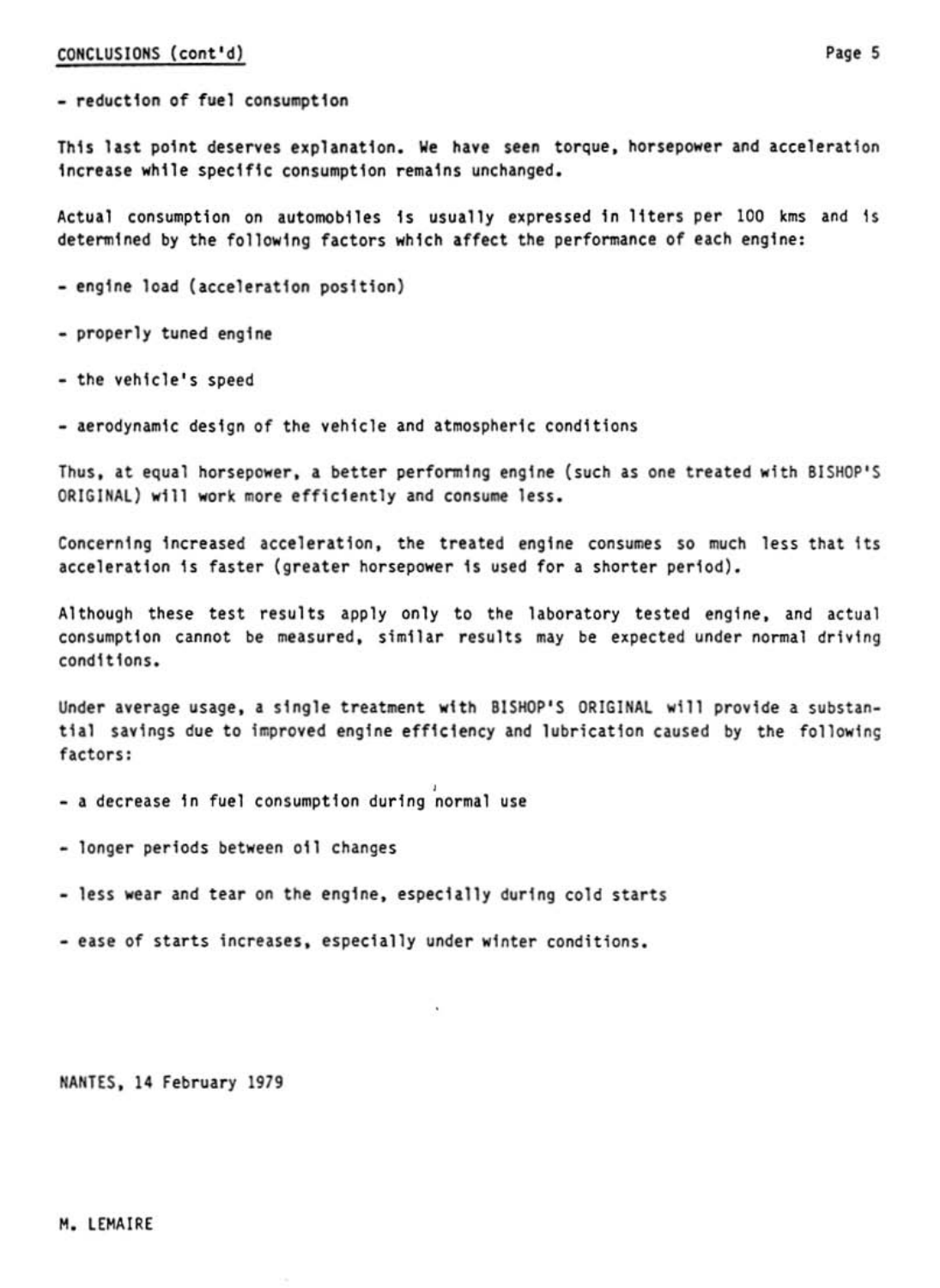## CONCLUSIONS (cont'd)

- reduction of fuel consumption

This last point deserves explanation. We have seen torque, horsepower and acceleration increase while specific consumption remains unchanged.

Actual consumption on automobiles is usually expressed in liters per 100 kms and is determined by the following factors which affect the performance of each engine:

- engine load (acceleration position)
- properly tuned engine
- the vehicle's speed
- aerodynamic design of the vehicle and atmospheric conditions

Thus, at equal horsepower, a better performing engine (such as one treated with BISHOP'S ORIGINAL) will work more efficiently and consume less.

Concerning increased acceleration, the treated engine consumes so much less that its acceleration is faster (greater horsepower is used for a shorter period).

Although these test results apply only to the laboratory tested engine, and actual consumption cannot be measured, similar results may be expected under normal driving conditions.

Under average usage, a single treatment with BISHOP'S ORIGINAL will provide a substantial savings due to improved engine efficiency and lubrication caused by the following factors:

- a decrease in fuel consumption during normal use
- longer periods between oil changes
- less wear and tear on the engine, especially during cold starts
- ease of starts increases, especially under winter conditions.

NANTES, 14 February 1979

M. LEMAIRE